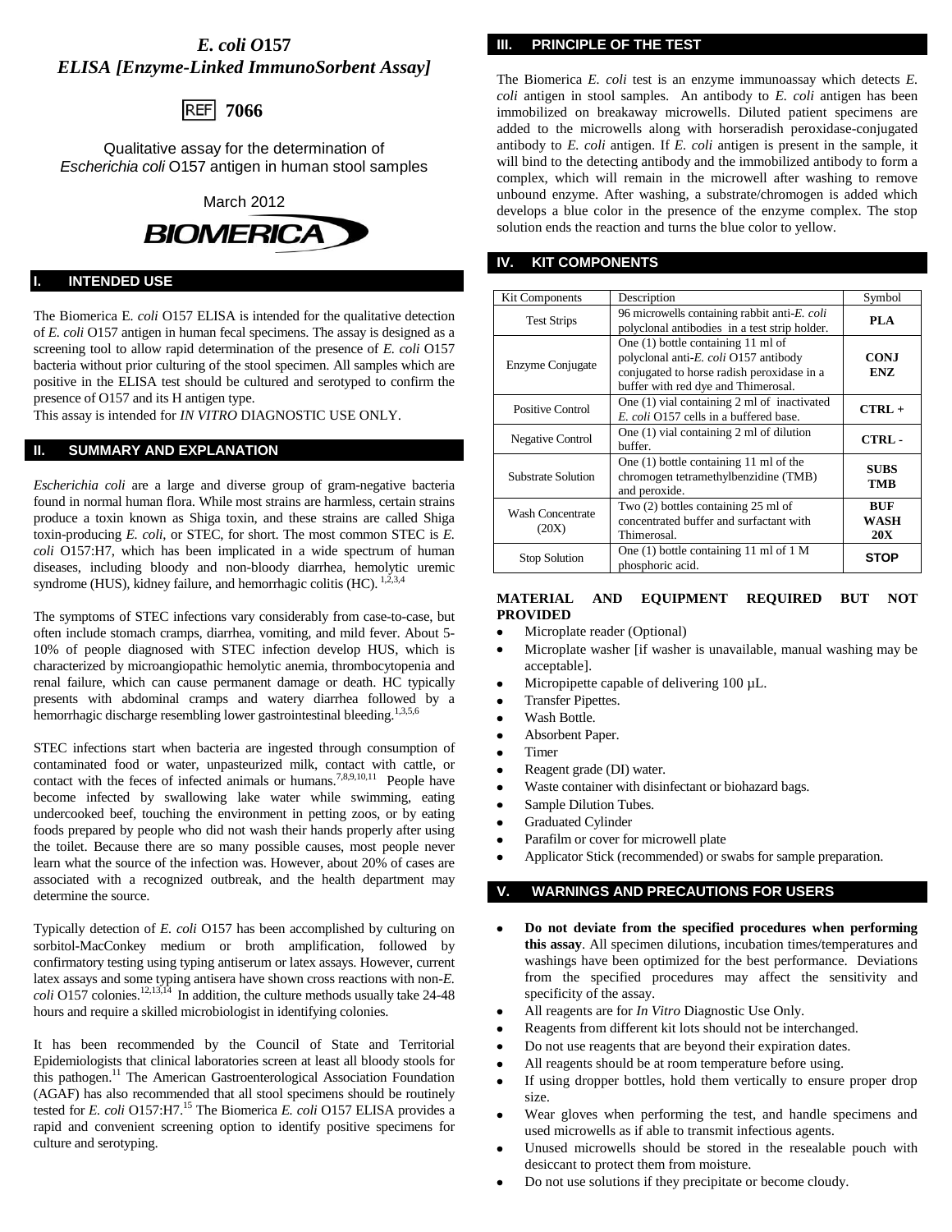# *E. coli O*157
# *ELISA [Enzyme-Linked ImmunoSorbent Assay]*

**REF 7066**

Qualitative assay for the determination of *Escherichia coli* O157 antigen in human stool samples

March 2012

BIOMERICA

## I. INTENDED USE

The Biomerica E. *coli* O157 ELISA is intended for the qualitative detection of *E. coli* O157 antigen in human fecal specimens. The assay is designed as a screening tool to allow rapid determination of the presence of *E. coli* O157 bacteria without prior culturing of the stool specimen. All samples which are positive in the ELISA test should be cultured and serotyped to confirm the presence of O157 and its H antigen type.
This assay is intended for *IN VITRO* DIAGNOSTIC USE ONLY.

## II. SUMMARY AND EXPLANATION

*Escherichia coli* are a large and diverse group of gram-negative bacteria found in normal human flora. While most strains are harmless, certain strains produce a toxin known as Shiga toxin, and these strains are called Shiga toxin-producing *E. coli*, or STEC, for short. The most common STEC is *E. coli* O157:H7, which has been implicated in a wide spectrum of human diseases, including bloody and non-bloody diarrhea, hemolytic uremic syndrome (HUS), kidney failure, and hemorrhagic colitis (HC). [1,2,3,4]

The symptoms of STEC infections vary considerably from case-to-case, but often include stomach cramps, diarrhea, vomiting, and mild fever. About 5-10% of people diagnosed with STEC infection develop HUS, which is characterized by microangiopathic hemolytic anemia, thrombocytopenia and renal failure, which can cause permanent damage or death. HC typically presents with abdominal cramps and watery diarrhea followed by a hemorrhagic discharge resembling lower gastrointestinal bleeding.[1,3,5,6]

STEC infections start when bacteria are ingested through consumption of contaminated food or water, unpasteurized milk, contact with cattle, or contact with the feces of infected animals or humans.[7,8,9,10,11] People have become infected by swallowing lake water while swimming, eating undercooked beef, touching the environment in petting zoos, or by eating foods prepared by people who did not wash their hands properly after using the toilet. Because there are so many possible causes, most people never learn what the source of the infection was. However, about 20% of cases are associated with a recognized outbreak, and the health department may determine the source.

Typically detection of *E. coli* O157 has been accomplished by culturing on sorbitol-MacConkey medium or broth amplification, followed by confirmatory testing using typing antiserum or latex assays. However, current latex assays and some typing antisera have shown cross reactions with non-*E. coli* O157 colonies.[12,13,14] In addition, the culture methods usually take 24-48 hours and require a skilled microbiologist in identifying colonies.

It has been recommended by the Council of State and Territorial Epidemiologists that clinical laboratories screen at least all bloody stools for this pathogen.[11] The American Gastroenterological Association Foundation (AGAF) has also recommended that all stool specimens should be routinely tested for *E. coli* O157:H7.[15] The Biomerica *E. coli* O157 ELISA provides a rapid and convenient screening option to identify positive specimens for culture and serotyping.

## III. PRINCIPLE OF THE TEST

The Biomerica *E. coli* test is an enzyme immunoassay which detects *E. coli* antigen in stool samples. An antibody to *E. coli* antigen has been immobilized on breakaway microwells. Diluted patient specimens are added to the microwells along with horseradish peroxidase-conjugated antibody to *E. coli* antigen. If *E. coli* antigen is present in the sample, it will bind to the detecting antibody and the immobilized antibody to form a complex, which will remain in the microwell after washing to remove unbound enzyme. After washing, a substrate/chromogen is added which develops a blue color in the presence of the enzyme complex. The stop solution ends the reaction and turns the blue color to yellow.

## IV. KIT COMPONENTS

| Kit Components | Description | Symbol |
|---|---|---|
| Test Strips | 96 microwells containing rabbit anti-*E. coli* polyclonal antibodies in a test strip holder. | **PLA** |
| Enzyme Conjugate | One (1) bottle containing 11 ml of polyclonal anti-*E. coli* O157 antibody conjugated to horse radish peroxidase in a buffer with red dye and Thimerosal. | **CONJ ENZ** |
| Positive Control | One (1) vial containing 2 ml of inactivated *E. coli* O157 cells in a buffered base. | **CTRL +** |
| Negative Control | One (1) vial containing 2 ml of dilution buffer. | **CTRL -** |
| Substrate Solution | One (1) bottle containing 11 ml of the chromogen tetramethylbenzidine (TMB) and peroxide. | **SUBS TMB** |
| Wash Concentrate (20X) | Two (2) bottles containing 25 ml of concentrated buffer and surfactant with Thimerosal. | **BUF WASH 20X** |
| Stop Solution | One (1) bottle containing 11 ml of 1 M phosphoric acid. | **STOP** |

**MATERIAL AND EQUIPMENT REQUIRED BUT NOT PROVIDED**

- Microplate reader (Optional)
- Microplate washer [if washer is unavailable, manual washing may be acceptable].
- Micropipette capable of delivering 100 µL.
- Transfer Pipettes.
- Wash Bottle.
- Absorbent Paper.
- Timer
- Reagent grade (DI) water.
- Waste container with disinfectant or biohazard bags.
- Sample Dilution Tubes.
- Graduated Cylinder
- Parafilm or cover for microwell plate
- Applicator Stick (recommended) or swabs for sample preparation.

## V. WARNINGS AND PRECAUTIONS FOR USERS

- **Do not deviate from the specified procedures when performing this assay**. All specimen dilutions, incubation times/temperatures and washings have been optimized for the best performance. Deviations from the specified procedures may affect the sensitivity and specificity of the assay.
- All reagents are for *In Vitro* Diagnostic Use Only.
- Reagents from different kit lots should not be interchanged.
- Do not use reagents that are beyond their expiration dates.
- All reagents should be at room temperature before using.
- If using dropper bottles, hold them vertically to ensure proper drop size.
- Wear gloves when performing the test, and handle specimens and used microwells as if able to transmit infectious agents.
- Unused microwells should be stored in the resealable pouch with desiccant to protect them from moisture.
- Do not use solutions if they precipitate or become cloudy.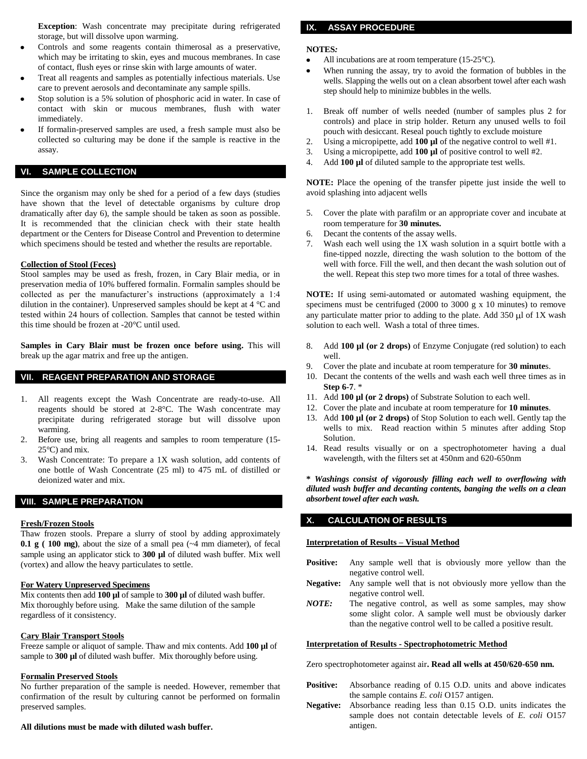**Exception**: Wash concentrate may precipitate during refrigerated storage, but will dissolve upon warming.

- Controls and some reagents contain thimerosal as a preservative, which may be irritating to skin, eyes and mucous membranes. In case of contact, flush eyes or rinse skin with large amounts of water.
- Treat all reagents and samples as potentially infectious materials. Use care to prevent aerosols and decontaminate any sample spills.
- Stop solution is a 5% solution of phosphoric acid in water. In case of contact with skin or mucous membranes, flush with water immediately.
- If formalin-preserved samples are used, a fresh sample must also be collected so culturing may be done if the sample is reactive in the assay.

## VI. SAMPLE COLLECTION

Since the organism may only be shed for a period of a few days (studies have shown that the level of detectable organisms by culture drop dramatically after day 6), the sample should be taken as soon as possible. It is recommended that the clinician check with their state health department or the Centers for Disease Control and Prevention to determine which specimens should be tested and whether the results are reportable.

**Collection of Stool (Feces)**

Stool samples may be used as fresh, frozen, in Cary Blair media, or in preservation media of 10% buffered formalin. Formalin samples should be collected as per the manufacturer's instructions (approximately a 1:4 dilution in the container). Unpreserved samples should be kept at 4 °C and tested within 24 hours of collection. Samples that cannot be tested within this time should be frozen at -20°C until used.

**Samples in Cary Blair must be frozen once before using.** This will break up the agar matrix and free up the antigen.

## VII. REAGENT PREPARATION AND STORAGE

1. All reagents except the Wash Concentrate are ready-to-use. All reagents should be stored at 2-8°C. The Wash concentrate may precipitate during refrigerated storage but will dissolve upon warming.
2. Before use, bring all reagents and samples to room temperature (15-25°C) and mix.
3. Wash Concentrate: To prepare a 1X wash solution, add contents of one bottle of Wash Concentrate (25 ml) to 475 mL of distilled or deionized water and mix.

## VIII. SAMPLE PREPARATION

**Fresh/Frozen Stools**

Thaw frozen stools. Prepare a slurry of stool by adding approximately **0.1 g ( 100 mg)**, about the size of a small pea (~4 mm diameter), of fecal sample using an applicator stick to **300 µl** of diluted wash buffer. Mix well (vortex) and allow the heavy particulates to settle.

**For Watery Unpreserved Specimens**

Mix contents then add **100 µl** of sample to **300 µl** of diluted wash buffer. Mix thoroughly before using. Make the same dilution of the sample regardless of it consistency.

**Cary Blair Transport Stools**

Freeze sample or aliquot of sample. Thaw and mix contents. Add **100 µl** of sample to **300 µl** of diluted wash buffer. Mix thoroughly before using.

**Formalin Preserved Stools**

No further preparation of the sample is needed. However, remember that confirmation of the result by culturing cannot be performed on formalin preserved samples.

**All dilutions must be made with diluted wash buffer.**

## IX. ASSAY PROCEDURE

**NOTES:**

- All incubations are at room temperature (15-25°C).
- When running the assay, try to avoid the formation of bubbles in the wells. Slapping the wells out on a clean absorbent towel after each wash step should help to minimize bubbles in the wells.

1. Break off number of wells needed (number of samples plus 2 for controls) and place in strip holder. Return any unused wells to foil pouch with desiccant. Reseal pouch tightly to exclude moisture
2. Using a micropipette, add **100 µl** of the negative control to well #1.
3. Using a micropipette, add **100 µl** of positive control to well #2.
4. Add **100 µl** of diluted sample to the appropriate test wells.

**NOTE:** Place the opening of the transfer pipette just inside the well to avoid splashing into adjacent wells

5. Cover the plate with parafilm or an appropriate cover and incubate at room temperature for **30 minutes.**
6. Decant the contents of the assay wells.
7. Wash each well using the 1X wash solution in a squirt bottle with a fine-tipped nozzle, directing the wash solution to the bottom of the well with force. Fill the well, and then decant the wash solution out of the well. Repeat this step two more times for a total of three washes.

**NOTE:** If using semi-automated or automated washing equipment, the specimens must be centrifuged (2000 to 3000 g x 10 minutes) to remove any particulate matter prior to adding to the plate. Add 350 µl of 1X wash solution to each well. Wash a total of three times.

8. Add **100 µl (or 2 drops)** of Enzyme Conjugate (red solution) to each well.
9. Cover the plate and incubate at room temperature for **30 minute**s.
10. Decant the contents of the wells and wash each well three times as in **Step 6-7**. *
11. Add **100 µl (or 2 drops)** of Substrate Solution to each well.
12. Cover the plate and incubate at room temperature for **10 minutes**.
13. Add **100 µl (or 2 drops)** of Stop Solution to each well. Gently tap the wells to mix. Read reaction within 5 minutes after adding Stop Solution.
14. Read results visually or on a spectrophotometer having a dual wavelength, with the filters set at 450nm and 620-650nm

***\* Washings consist of vigorously filling each well to overflowing with diluted wash buffer and decanting contents, banging the wells on a clean absorbent towel after each wash.***

## X. CALCULATION OF RESULTS

**Interpretation of Results – Visual Method**

**Positive:** Any sample well that is obviously more yellow than the negative control well.

**Negative:** Any sample well that is not obviously more yellow than the negative control well.

***NOTE:*** The negative control, as well as some samples, may show some slight color. A sample well must be obviously darker than the negative control well to be called a positive result.

**Interpretation of Results - Spectrophotometric Method**

Zero spectrophotometer against air**. Read all wells at 450/620-650 nm.**

**Positive:** Absorbance reading of 0.15 O.D. units and above indicates the sample contains *E. coli* O157 antigen.

**Negative:** Absorbance reading less than 0.15 O.D. units indicates the sample does not contain detectable levels of *E. coli* O157 antigen.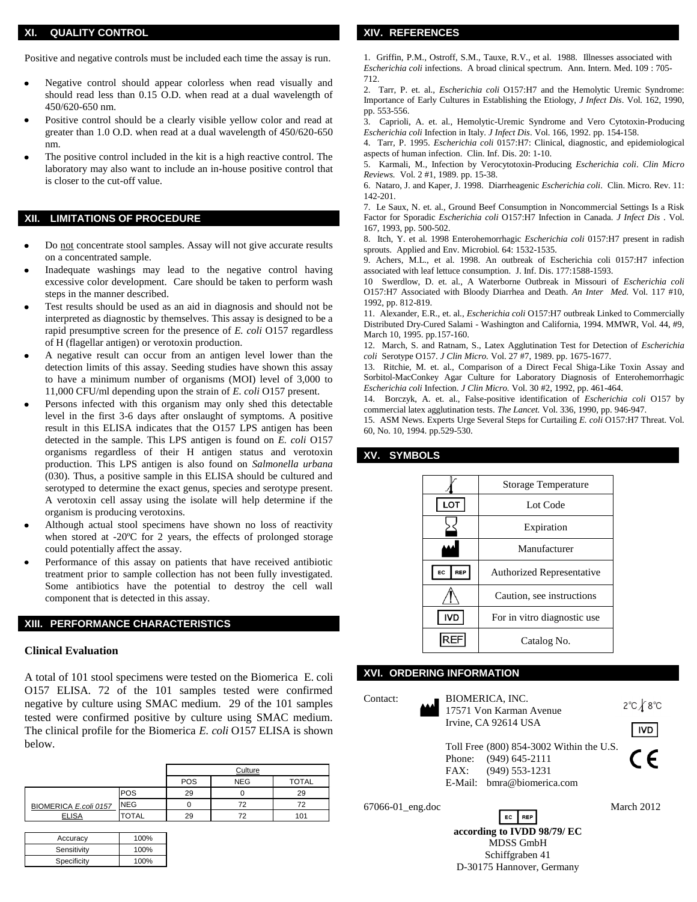## XI. QUALITY CONTROL

Positive and negative controls must be included each time the assay is run.

- Negative control should appear colorless when read visually and should read less than 0.15 O.D. when read at a dual wavelength of 450/620-650 nm.
- Positive control should be a clearly visible yellow color and read at greater than 1.0 O.D. when read at a dual wavelength of 450/620-650 nm.
- The positive control included in the kit is a high reactive control. The laboratory may also want to include an in-house positive control that is closer to the cut-off value.

## XII. LIMITATIONS OF PROCEDURE

- Do not concentrate stool samples. Assay will not give accurate results on a concentrated sample.
- Inadequate washings may lead to the negative control having excessive color development. Care should be taken to perform wash steps in the manner described.
- Test results should be used as an aid in diagnosis and should not be interpreted as diagnostic by themselves. This assay is designed to be a rapid presumptive screen for the presence of *E. coli* O157 regardless of H (flagellar antigen) or verotoxin production.
- A negative result can occur from an antigen level lower than the detection limits of this assay. Seeding studies have shown this assay to have a minimum number of organisms (MOI) level of 3,000 to 11,000 CFU/ml depending upon the strain of *E. coli* O157 present.
- Persons infected with this organism may only shed this detectable level in the first 3-6 days after onslaught of symptoms. A positive result in this ELISA indicates that the O157 LPS antigen has been detected in the sample. This LPS antigen is found on *E. coli* O157 organisms regardless of their H antigen status and verotoxin production. This LPS antigen is also found on *Salmonella urbana* (030). Thus, a positive sample in this ELISA should be cultured and serotyped to determine the exact genus, species and serotype present. A verotoxin cell assay using the isolate will help determine if the organism is producing verotoxins.
- Although actual stool specimens have shown no loss of reactivity when stored at -20ºC for 2 years, the effects of prolonged storage could potentially affect the assay.
- Performance of this assay on patients that have received antibiotic treatment prior to sample collection has not been fully investigated. Some antibiotics have the potential to destroy the cell wall component that is detected in this assay.

## XIII. PERFORMANCE CHARACTERISTICS

**Clinical Evaluation**

A total of 101 stool specimens were tested on the Biomerica E. coli O157 ELISA. 72 of the 101 samples tested were confirmed negative by culture using SMAC medium. 29 of the 101 samples tested were confirmed positive by culture using SMAC medium. The clinical profile for the Biomerica *E. coli* O157 ELISA is shown below.

| | | Culture | | |
|---|---|---|---|---|
| | | POS | NEG | TOTAL |
| BIOMERICA *E.coli 0157* ELISA | POS | 29 | 0 | 29 |
| | NEG | 0 | 72 | 72 |
| | TOTAL | 29 | 72 | 101 |

| | |
|---|---|
| Accuracy | 100% |
| Sensitivity | 100% |
| Specificity | 100% |

## XIV. REFERENCES

1. Griffin, P.M., Ostroff, S.M., Tauxe, R.V., et al. 1988. Illnesses associated with *Escherichia coli* infections. A broad clinical spectrum. Ann. Intern. Med. 109 : 705-712.
2. Tarr, P. et. al., *Escherichia coli* O157:H7 and the Hemolytic Uremic Syndrome: Importance of Early Cultures in Establishing the Etiology, *J Infect Dis*. Vol. 162, 1990, pp. 553-556.
3. Caprioli, A. et. al., Hemolytic-Uremic Syndrome and Vero Cytotoxin-Producing *Escherichia coli* Infection in Italy. *J Infect Dis*. Vol. 166, 1992. pp. 154-158.
4. Tarr, P. 1995. *Escherichia coli* 0157:H7: Clinical, diagnostic, and epidemiological aspects of human infection. Clin. Inf. Dis. 20: 1-10.
5. Karmali, M., Infection by Verocytotoxin-Producing *Escherichia coli*. *Clin Micro Reviews.* Vol. 2 #1, 1989. pp. 15-38.
6. Nataro, J. and Kaper, J. 1998. Diarrheagenic *Escherichia coli*. Clin. Micro. Rev. 11: 142-201.
7. Le Saux, N. et. al., Ground Beef Consumption in Noncommercial Settings Is a Risk Factor for Sporadic *Escherichia coli* O157:H7 Infection in Canada. *J Infect Dis* . Vol. 167, 1993, pp. 500-502.
8. Itch, Y. et al. 1998 Enterohemorrhagic *Escherichia coli* 0157:H7 present in radish sprouts. Applied and Env. Microbiol. 64: 1532-1535.
9. Achers, M.L., et al. 1998. An outbreak of Escherichia coli 0157:H7 infection associated with leaf lettuce consumption. J. Inf. Dis. 177:1588-1593.
10 Swerdlow, D. et. al., A Waterborne Outbreak in Missouri of *Escherichia coli* O157:H7 Associated with Bloody Diarrhea and Death. *An Inter Med.* Vol. 117 #10, 1992, pp. 812-819.
11. Alexander, E.R., et. al., *Escherichia coli* O157:H7 outbreak Linked to Commercially Distributed Dry-Cured Salami - Washington and California, 1994. MMWR, Vol. 44, #9, March 10, 1995. pp.157-160.
12. March, S. and Ratnam, S., Latex Agglutination Test for Detection of *Escherichia coli* Serotype O157. *J Clin Micro.* Vol. 27 #7, 1989. pp. 1675-1677.
13. Ritchie, M. et. al., Comparison of a Direct Fecal Shiga-Like Toxin Assay and Sorbitol-MacConkey Agar Culture for Laboratory Diagnosis of Enterohemorrhagic *Escherichia coli* Infection. *J Clin Micro.* Vol. 30 #2, 1992, pp. 461-464.
14. Borczyk, A. et. al., False-positive identification of *Escherichia coli* O157 by commercial latex agglutination tests. *The Lancet.* Vol. 336, 1990, pp. 946-947.
15. ASM News. Experts Urge Several Steps for Curtailing *E. coli* O157:H7 Threat. Vol. 60, No. 10, 1994. pp.529-530.

## XV. SYMBOLS

| | |
|---|---|
| | Storage Temperature |
| LOT | Lot Code |
| | Expiration |
| | Manufacturer |
| EC REP | Authorized Representative |
| | Caution, see instructions |
| IVD | For in vitro diagnostic use |
| REF | Catalog No. |

## XVI. ORDERING INFORMATION

Contact: BIOMERICA, INC.
17571 Von Karman Avenue
Irvine, CA 92614 USA

2°C 8°C

IVD

Toll Free (800) 854-3002 Within the U.S.
Phone: (949) 645-2111
FAX: (949) 553-1231
E-Mail: bmra@biomerica.com

CE

67066-01_eng.doc March 2012

EC REP
**according to IVDD 98/79/ EC**
MDSS GmbH
Schiffgraben 41
D-30175 Hannover, Germany